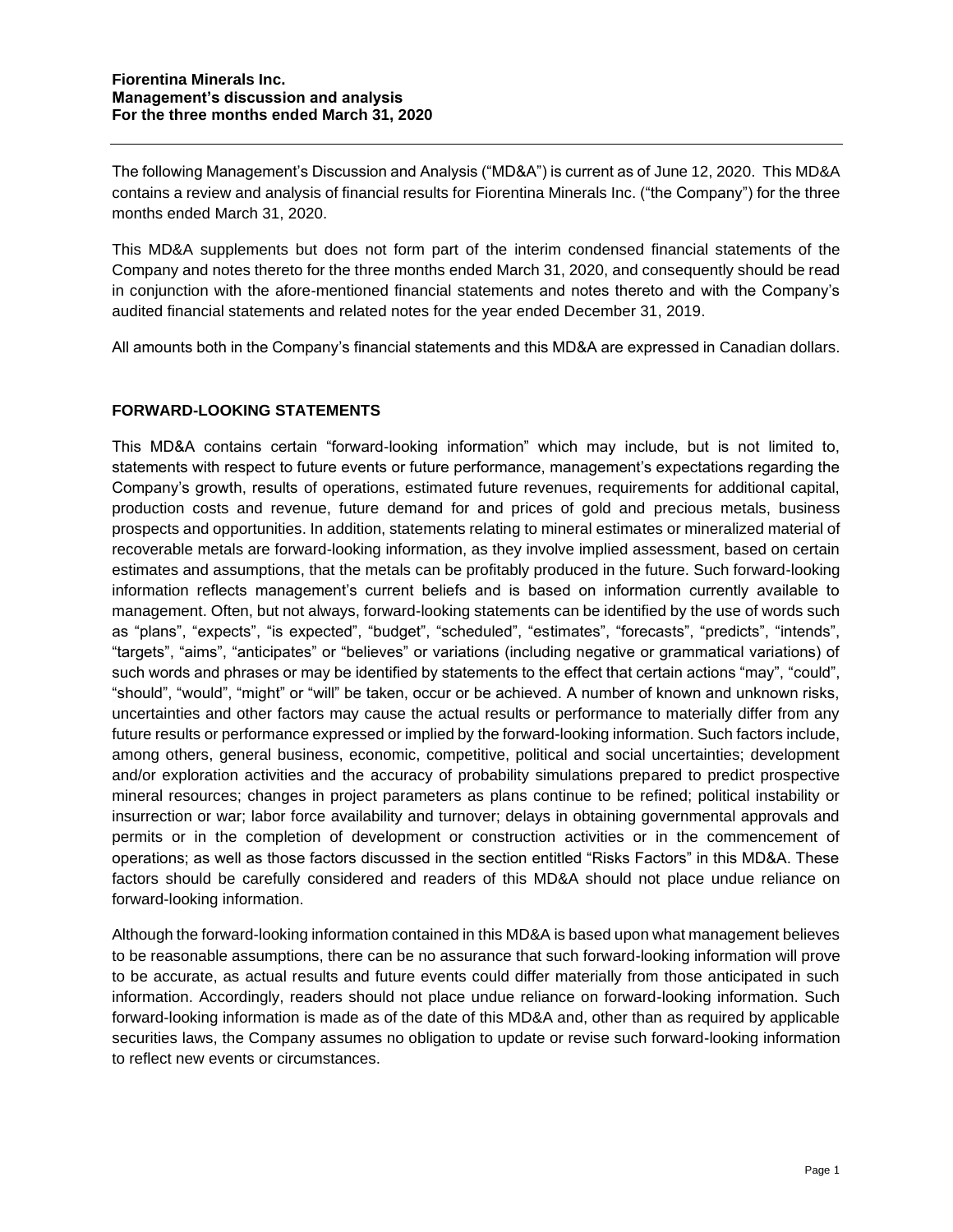**Fiorentina Minerals Inc.**
**Management's discussion and analysis**
**For the three months ended March 31, 2020**

The following Management's Discussion and Analysis ("MD&A") is current as of June 12, 2020. This MD&A contains a review and analysis of financial results for Fiorentina Minerals Inc. ("the Company") for the three months ended March 31, 2020.

This MD&A supplements but does not form part of the interim condensed financial statements of the Company and notes thereto for the three months ended March 31, 2020, and consequently should be read in conjunction with the afore-mentioned financial statements and notes thereto and with the Company's audited financial statements and related notes for the year ended December 31, 2019.

All amounts both in the Company's financial statements and this MD&A are expressed in Canadian dollars.

## FORWARD-LOOKING STATEMENTS

This MD&A contains certain "forward-looking information" which may include, but is not limited to, statements with respect to future events or future performance, management's expectations regarding the Company's growth, results of operations, estimated future revenues, requirements for additional capital, production costs and revenue, future demand for and prices of gold and precious metals, business prospects and opportunities. In addition, statements relating to mineral estimates or mineralized material of recoverable metals are forward-looking information, as they involve implied assessment, based on certain estimates and assumptions, that the metals can be profitably produced in the future. Such forward-looking information reflects management's current beliefs and is based on information currently available to management. Often, but not always, forward-looking statements can be identified by the use of words such as "plans", "expects", "is expected", "budget", "scheduled", "estimates", "forecasts", "predicts", "intends", "targets", "aims", "anticipates" or "believes" or variations (including negative or grammatical variations) of such words and phrases or may be identified by statements to the effect that certain actions "may", "could", "should", "would", "might" or "will" be taken, occur or be achieved. A number of known and unknown risks, uncertainties and other factors may cause the actual results or performance to materially differ from any future results or performance expressed or implied by the forward-looking information. Such factors include, among others, general business, economic, competitive, political and social uncertainties; development and/or exploration activities and the accuracy of probability simulations prepared to predict prospective mineral resources; changes in project parameters as plans continue to be refined; political instability or insurrection or war; labor force availability and turnover; delays in obtaining governmental approvals and permits or in the completion of development or construction activities or in the commencement of operations; as well as those factors discussed in the section entitled "Risks Factors" in this MD&A. These factors should be carefully considered and readers of this MD&A should not place undue reliance on forward-looking information.

Although the forward-looking information contained in this MD&A is based upon what management believes to be reasonable assumptions, there can be no assurance that such forward-looking information will prove to be accurate, as actual results and future events could differ materially from those anticipated in such information. Accordingly, readers should not place undue reliance on forward-looking information. Such forward-looking information is made as of the date of this MD&A and, other than as required by applicable securities laws, the Company assumes no obligation to update or revise such forward-looking information to reflect new events or circumstances.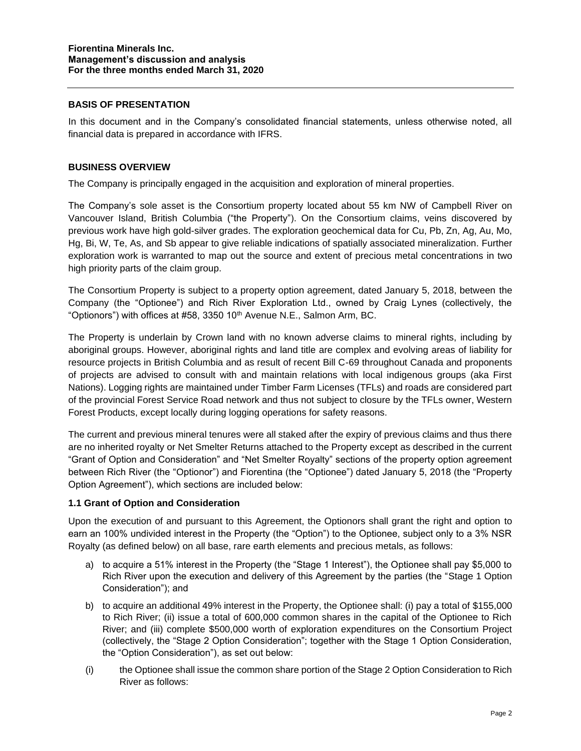## BASIS OF PRESENTATION

In this document and in the Company's consolidated financial statements, unless otherwise noted, all financial data is prepared in accordance with IFRS.

## BUSINESS OVERVIEW

The Company is principally engaged in the acquisition and exploration of mineral properties.

The Company's sole asset is the Consortium property located about 55 km NW of Campbell River on Vancouver Island, British Columbia ("the Property"). On the Consortium claims, veins discovered by previous work have high gold-silver grades. The exploration geochemical data for Cu, Pb, Zn, Ag, Au, Mo, Hg, Bi, W, Te, As, and Sb appear to give reliable indications of spatially associated mineralization. Further exploration work is warranted to map out the source and extent of precious metal concentrations in two high priority parts of the claim group.

The Consortium Property is subject to a property option agreement, dated January 5, 2018, between the Company (the "Optionee") and Rich River Exploration Ltd., owned by Craig Lynes (collectively, the "Optionors") with offices at #58, 3350 10th Avenue N.E., Salmon Arm, BC.

The Property is underlain by Crown land with no known adverse claims to mineral rights, including by aboriginal groups. However, aboriginal rights and land title are complex and evolving areas of liability for resource projects in British Columbia and as result of recent Bill C-69 throughout Canada and proponents of projects are advised to consult with and maintain relations with local indigenous groups (aka First Nations). Logging rights are maintained under Timber Farm Licenses (TFLs) and roads are considered part of the provincial Forest Service Road network and thus not subject to closure by the TFLs owner, Western Forest Products, except locally during logging operations for safety reasons.

The current and previous mineral tenures were all staked after the expiry of previous claims and thus there are no inherited royalty or Net Smelter Returns attached to the Property except as described in the current "Grant of Option and Consideration" and "Net Smelter Royalty" sections of the property option agreement between Rich River (the "Optionor") and Fiorentina (the "Optionee") dated January 5, 2018 (the "Property Option Agreement"), which sections are included below:

### 1.1 Grant of Option and Consideration

Upon the execution of and pursuant to this Agreement, the Optionors shall grant the right and option to earn an 100% undivided interest in the Property (the "Option") to the Optionee, subject only to a 3% NSR Royalty (as defined below) on all base, rare earth elements and precious metals, as follows:

a) to acquire a 51% interest in the Property (the "Stage 1 Interest"), the Optionee shall pay $5,000 to Rich River upon the execution and delivery of this Agreement by the parties (the "Stage 1 Option Consideration"); and

b) to acquire an additional 49% interest in the Property, the Optionee shall: (i) pay a total of $155,000 to Rich River; (ii) issue a total of 600,000 common shares in the capital of the Optionee to Rich River; and (iii) complete $500,000 worth of exploration expenditures on the Consortium Project (collectively, the "Stage 2 Option Consideration"; together with the Stage 1 Option Consideration, the "Option Consideration"), as set out below:

(i) the Optionee shall issue the common share portion of the Stage 2 Option Consideration to Rich River as follows: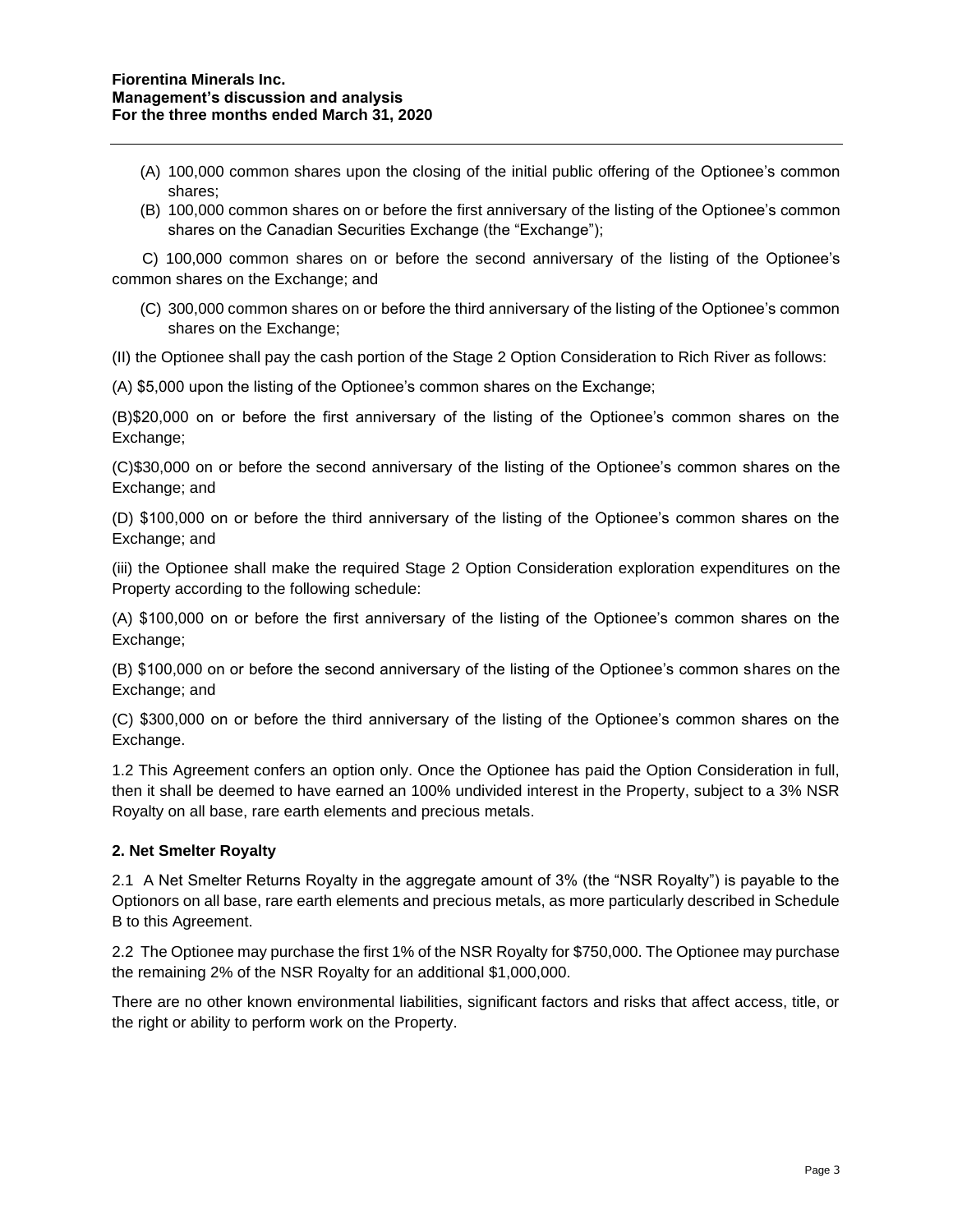(A) 100,000 common shares upon the closing of the initial public offering of the Optionee's common shares;

(B) 100,000 common shares on or before the first anniversary of the listing of the Optionee's common shares on the Canadian Securities Exchange (the "Exchange");

C) 100,000 common shares on or before the second anniversary of the listing of the Optionee's common shares on the Exchange; and

(C) 300,000 common shares on or before the third anniversary of the listing of the Optionee's common shares on the Exchange;

(II) the Optionee shall pay the cash portion of the Stage 2 Option Consideration to Rich River as follows:

(A) $5,000 upon the listing of the Optionee's common shares on the Exchange;

(B)$20,000 on or before the first anniversary of the listing of the Optionee's common shares on the Exchange;

(C)$30,000 on or before the second anniversary of the listing of the Optionee's common shares on the Exchange; and

(D) $100,000 on or before the third anniversary of the listing of the Optionee's common shares on the Exchange; and

(iii) the Optionee shall make the required Stage 2 Option Consideration exploration expenditures on the Property according to the following schedule:

(A) $100,000 on or before the first anniversary of the listing of the Optionee's common shares on the Exchange;

(B) $100,000 on or before the second anniversary of the listing of the Optionee's common shares on the Exchange; and

(C) $300,000 on or before the third anniversary of the listing of the Optionee's common shares on the Exchange.

1.2 This Agreement confers an option only. Once the Optionee has paid the Option Consideration in full, then it shall be deemed to have earned an 100% undivided interest in the Property, subject to a 3% NSR Royalty on all base, rare earth elements and precious metals.

**2. Net Smelter Royalty**

2.1 A Net Smelter Returns Royalty in the aggregate amount of 3% (the "NSR Royalty") is payable to the Optionors on all base, rare earth elements and precious metals, as more particularly described in Schedule B to this Agreement.

2.2 The Optionee may purchase the first 1% of the NSR Royalty for $750,000. The Optionee may purchase the remaining 2% of the NSR Royalty for an additional $1,000,000.

There are no other known environmental liabilities, significant factors and risks that affect access, title, or the right or ability to perform work on the Property.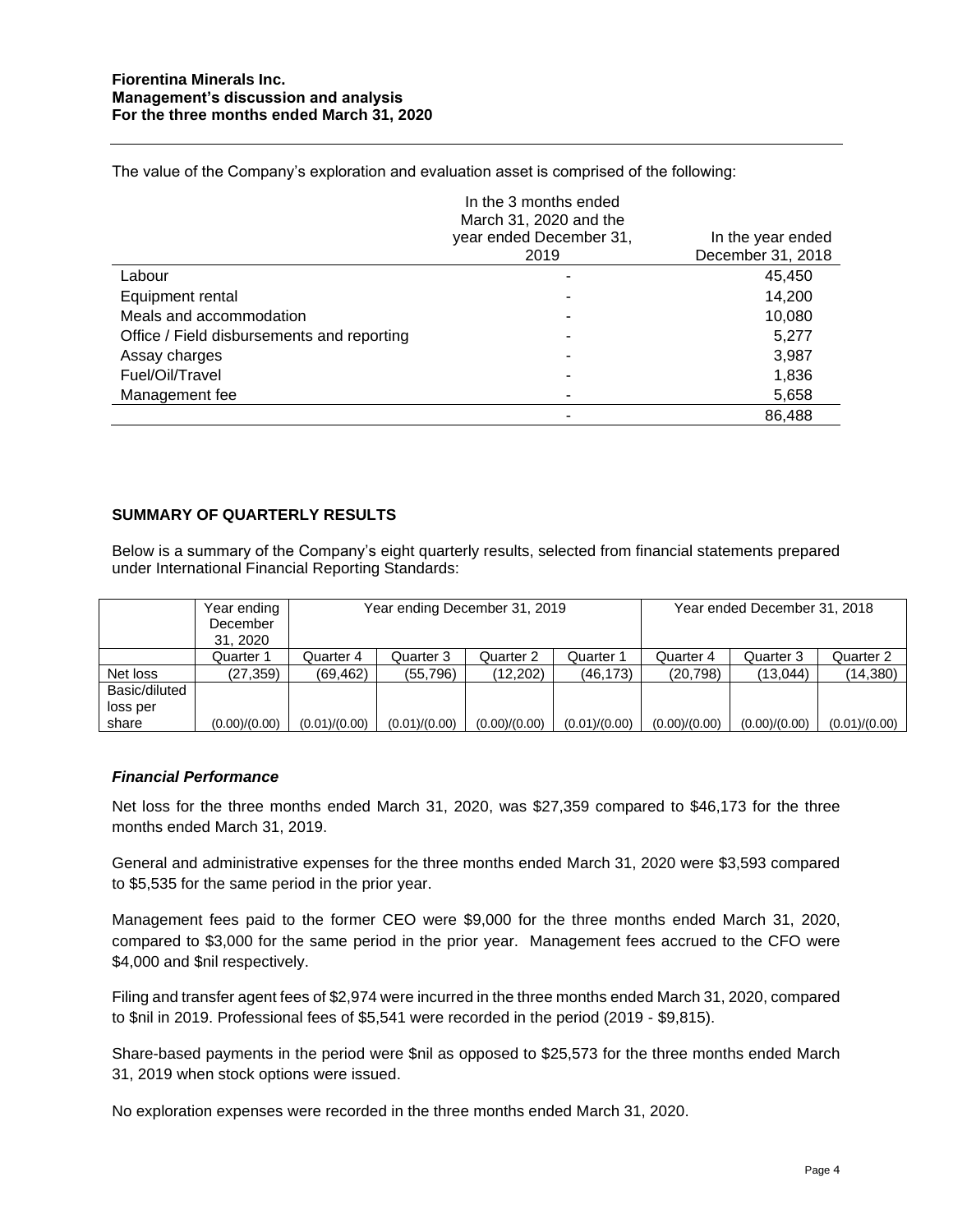The value of the Company's exploration and evaluation asset is comprised of the following:

| | In the 3 months ended March 31, 2020 and the year ended December 31, 2019 | In the year ended December 31, 2018 |
|---|---|---|
| Labour | - | 45,450 |
| Equipment rental | - | 14,200 |
| Meals and accommodation | - | 10,080 |
| Office / Field disbursements and reporting | - | 5,277 |
| Assay charges | - | 3,987 |
| Fuel/Oil/Travel | - | 1,836 |
| Management fee | - | 5,658 |
| | - | 86,488 |

## SUMMARY OF QUARTERLY RESULTS

Below is a summary of the Company's eight quarterly results, selected from financial statements prepared under International Financial Reporting Standards:

| | Year ending December 31, 2020 | Year ending December 31, 2019 | | | | Year ended December 31, 2018 | | |
|---|---|---|---|---|---|---|---|---|
| | Quarter 1 | Quarter 4 | Quarter 3 | Quarter 2 | Quarter 1 | Quarter 4 | Quarter 3 | Quarter 2 |
| Net loss | (27,359) | (69,462) | (55,796) | (12,202) | (46,173) | (20,798) | (13,044) | (14,380) |
| Basic/diluted loss per share | (0.00)/(0.00) | (0.01)/(0.00) | (0.01)/(0.00) | (0.00)/(0.00) | (0.01)/(0.00) | (0.00)/(0.00) | (0.00)/(0.00) | (0.01)/(0.00) |

### *Financial Performance*

Net loss for the three months ended March 31, 2020, was $27,359 compared to $46,173 for the three months ended March 31, 2019.

General and administrative expenses for the three months ended March 31, 2020 were $3,593 compared to $5,535 for the same period in the prior year.

Management fees paid to the former CEO were $9,000 for the three months ended March 31, 2020, compared to $3,000 for the same period in the prior year. Management fees accrued to the CFO were $4,000 and $nil respectively.

Filing and transfer agent fees of $2,974 were incurred in the three months ended March 31, 2020, compared to $nil in 2019. Professional fees of $5,541 were recorded in the period (2019 - $9,815).

Share-based payments in the period were $nil as opposed to $25,573 for the three months ended March 31, 2019 when stock options were issued.

No exploration expenses were recorded in the three months ended March 31, 2020.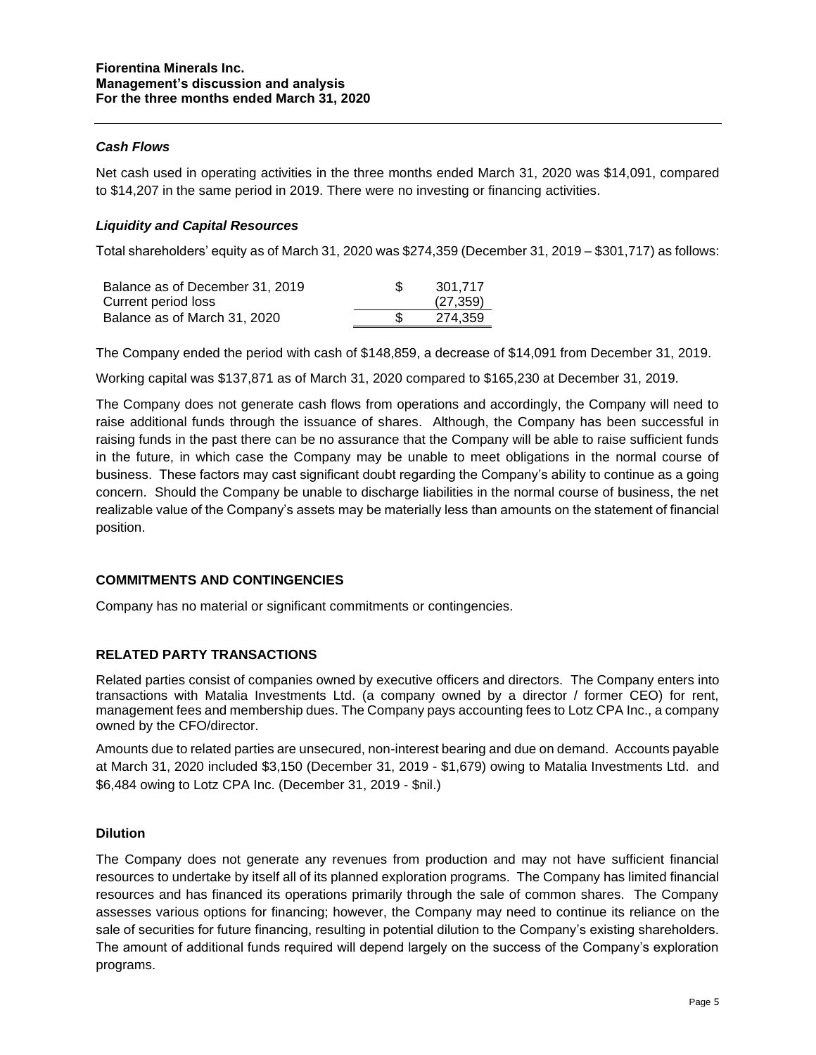### *Cash Flows*

Net cash used in operating activities in the three months ended March 31, 2020 was $14,091, compared to $14,207 in the same period in 2019. There were no investing or financing activities.

### *Liquidity and Capital Resources*

Total shareholders' equity as of March 31, 2020 was $274,359 (December 31, 2019 – $301,717) as follows:

| | | |
|---|---|---|
| Balance as of December 31, 2019 | $ | 301,717 |
| Current period loss | | (27,359) |
| Balance as of March 31, 2020 | $ | 274,359 |

The Company ended the period with cash of $148,859, a decrease of $14,091 from December 31, 2019.

Working capital was $137,871 as of March 31, 2020 compared to $165,230 at December 31, 2019.

The Company does not generate cash flows from operations and accordingly, the Company will need to raise additional funds through the issuance of shares. Although, the Company has been successful in raising funds in the past there can be no assurance that the Company will be able to raise sufficient funds in the future, in which case the Company may be unable to meet obligations in the normal course of business. These factors may cast significant doubt regarding the Company's ability to continue as a going concern. Should the Company be unable to discharge liabilities in the normal course of business, the net realizable value of the Company's assets may be materially less than amounts on the statement of financial position.

## COMMITMENTS AND CONTINGENCIES

Company has no material or significant commitments or contingencies.

## RELATED PARTY TRANSACTIONS

Related parties consist of companies owned by executive officers and directors. The Company enters into transactions with Matalia Investments Ltd. (a company owned by a director / former CEO) for rent, management fees and membership dues. The Company pays accounting fees to Lotz CPA Inc., a company owned by the CFO/director.

Amounts due to related parties are unsecured, non-interest bearing and due on demand. Accounts payable at March 31, 2020 included $3,150 (December 31, 2019 - $1,679) owing to Matalia Investments Ltd. and $6,484 owing to Lotz CPA Inc. (December 31, 2019 - $nil.)

### Dilution

The Company does not generate any revenues from production and may not have sufficient financial resources to undertake by itself all of its planned exploration programs. The Company has limited financial resources and has financed its operations primarily through the sale of common shares. The Company assesses various options for financing; however, the Company may need to continue its reliance on the sale of securities for future financing, resulting in potential dilution to the Company's existing shareholders. The amount of additional funds required will depend largely on the success of the Company's exploration programs.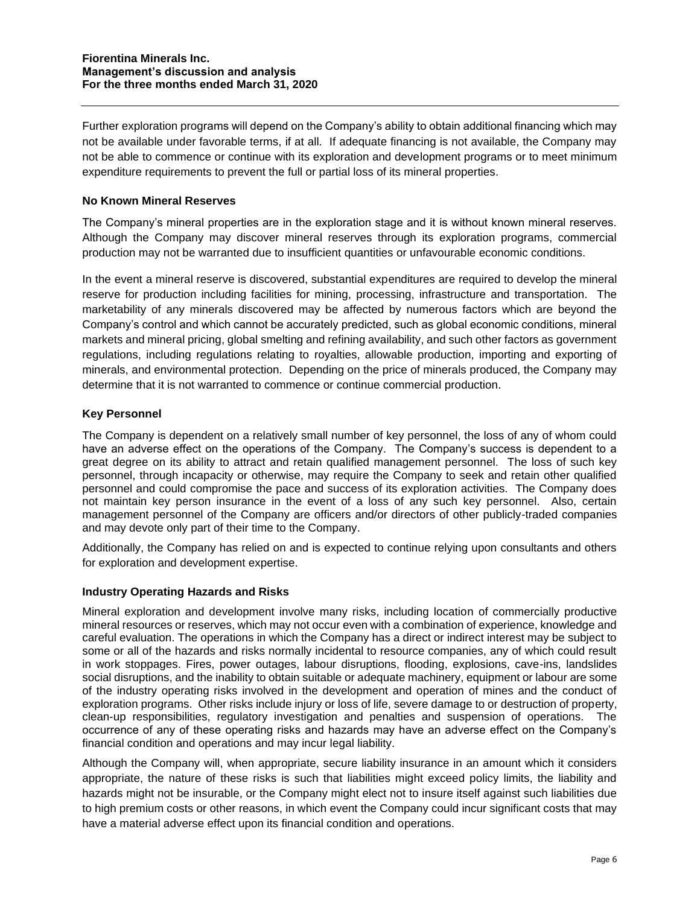Further exploration programs will depend on the Company's ability to obtain additional financing which may not be available under favorable terms, if at all. If adequate financing is not available, the Company may not be able to commence or continue with its exploration and development programs or to meet minimum expenditure requirements to prevent the full or partial loss of its mineral properties.

### No Known Mineral Reserves

The Company's mineral properties are in the exploration stage and it is without known mineral reserves. Although the Company may discover mineral reserves through its exploration programs, commercial production may not be warranted due to insufficient quantities or unfavourable economic conditions.

In the event a mineral reserve is discovered, substantial expenditures are required to develop the mineral reserve for production including facilities for mining, processing, infrastructure and transportation. The marketability of any minerals discovered may be affected by numerous factors which are beyond the Company's control and which cannot be accurately predicted, such as global economic conditions, mineral markets and mineral pricing, global smelting and refining availability, and such other factors as government regulations, including regulations relating to royalties, allowable production, importing and exporting of minerals, and environmental protection. Depending on the price of minerals produced, the Company may determine that it is not warranted to commence or continue commercial production.

### Key Personnel

The Company is dependent on a relatively small number of key personnel, the loss of any of whom could have an adverse effect on the operations of the Company. The Company's success is dependent to a great degree on its ability to attract and retain qualified management personnel. The loss of such key personnel, through incapacity or otherwise, may require the Company to seek and retain other qualified personnel and could compromise the pace and success of its exploration activities. The Company does not maintain key person insurance in the event of a loss of any such key personnel. Also, certain management personnel of the Company are officers and/or directors of other publicly-traded companies and may devote only part of their time to the Company.

Additionally, the Company has relied on and is expected to continue relying upon consultants and others for exploration and development expertise.

### Industry Operating Hazards and Risks

Mineral exploration and development involve many risks, including location of commercially productive mineral resources or reserves, which may not occur even with a combination of experience, knowledge and careful evaluation. The operations in which the Company has a direct or indirect interest may be subject to some or all of the hazards and risks normally incidental to resource companies, any of which could result in work stoppages. Fires, power outages, labour disruptions, flooding, explosions, cave-ins, landslides social disruptions, and the inability to obtain suitable or adequate machinery, equipment or labour are some of the industry operating risks involved in the development and operation of mines and the conduct of exploration programs. Other risks include injury or loss of life, severe damage to or destruction of property, clean-up responsibilities, regulatory investigation and penalties and suspension of operations. The occurrence of any of these operating risks and hazards may have an adverse effect on the Company's financial condition and operations and may incur legal liability.

Although the Company will, when appropriate, secure liability insurance in an amount which it considers appropriate, the nature of these risks is such that liabilities might exceed policy limits, the liability and hazards might not be insurable, or the Company might elect not to insure itself against such liabilities due to high premium costs or other reasons, in which event the Company could incur significant costs that may have a material adverse effect upon its financial condition and operations.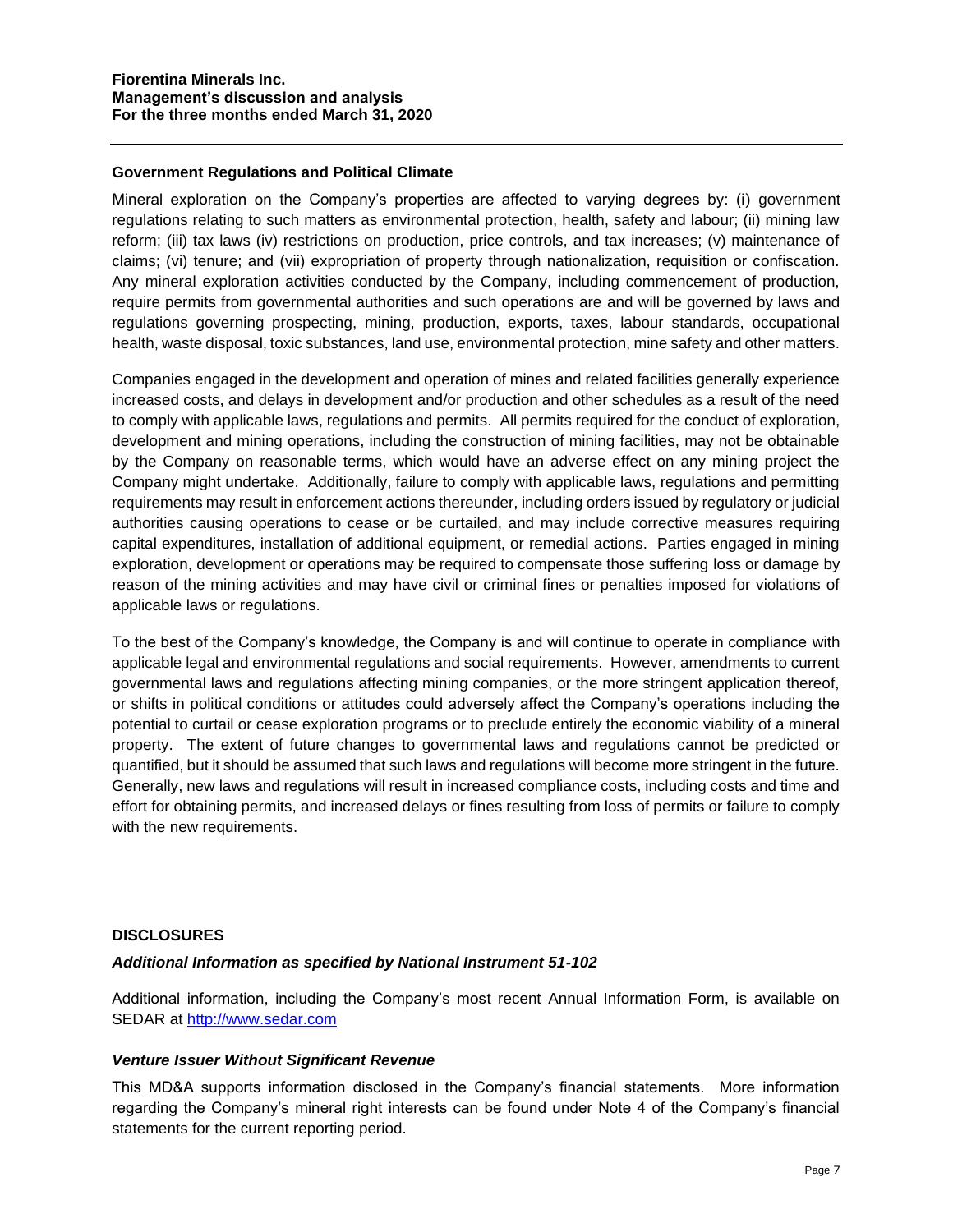### Government Regulations and Political Climate

Mineral exploration on the Company's properties are affected to varying degrees by: (i) government regulations relating to such matters as environmental protection, health, safety and labour; (ii) mining law reform; (iii) tax laws (iv) restrictions on production, price controls, and tax increases; (v) maintenance of claims; (vi) tenure; and (vii) expropriation of property through nationalization, requisition or confiscation. Any mineral exploration activities conducted by the Company, including commencement of production, require permits from governmental authorities and such operations are and will be governed by laws and regulations governing prospecting, mining, production, exports, taxes, labour standards, occupational health, waste disposal, toxic substances, land use, environmental protection, mine safety and other matters.

Companies engaged in the development and operation of mines and related facilities generally experience increased costs, and delays in development and/or production and other schedules as a result of the need to comply with applicable laws, regulations and permits. All permits required for the conduct of exploration, development and mining operations, including the construction of mining facilities, may not be obtainable by the Company on reasonable terms, which would have an adverse effect on any mining project the Company might undertake. Additionally, failure to comply with applicable laws, regulations and permitting requirements may result in enforcement actions thereunder, including orders issued by regulatory or judicial authorities causing operations to cease or be curtailed, and may include corrective measures requiring capital expenditures, installation of additional equipment, or remedial actions. Parties engaged in mining exploration, development or operations may be required to compensate those suffering loss or damage by reason of the mining activities and may have civil or criminal fines or penalties imposed for violations of applicable laws or regulations.

To the best of the Company's knowledge, the Company is and will continue to operate in compliance with applicable legal and environmental regulations and social requirements. However, amendments to current governmental laws and regulations affecting mining companies, or the more stringent application thereof, or shifts in political conditions or attitudes could adversely affect the Company's operations including the potential to curtail or cease exploration programs or to preclude entirely the economic viability of a mineral property. The extent of future changes to governmental laws and regulations cannot be predicted or quantified, but it should be assumed that such laws and regulations will become more stringent in the future. Generally, new laws and regulations will result in increased compliance costs, including costs and time and effort for obtaining permits, and increased delays or fines resulting from loss of permits or failure to comply with the new requirements.

## DISCLOSURES

### *Additional Information as specified by National Instrument 51-102*

Additional information, including the Company's most recent Annual Information Form, is available on SEDAR at [http://www.sedar.com](http://www.sedar.com)

### *Venture Issuer Without Significant Revenue*

This MD&A supports information disclosed in the Company's financial statements. More information regarding the Company's mineral right interests can be found under Note 4 of the Company's financial statements for the current reporting period.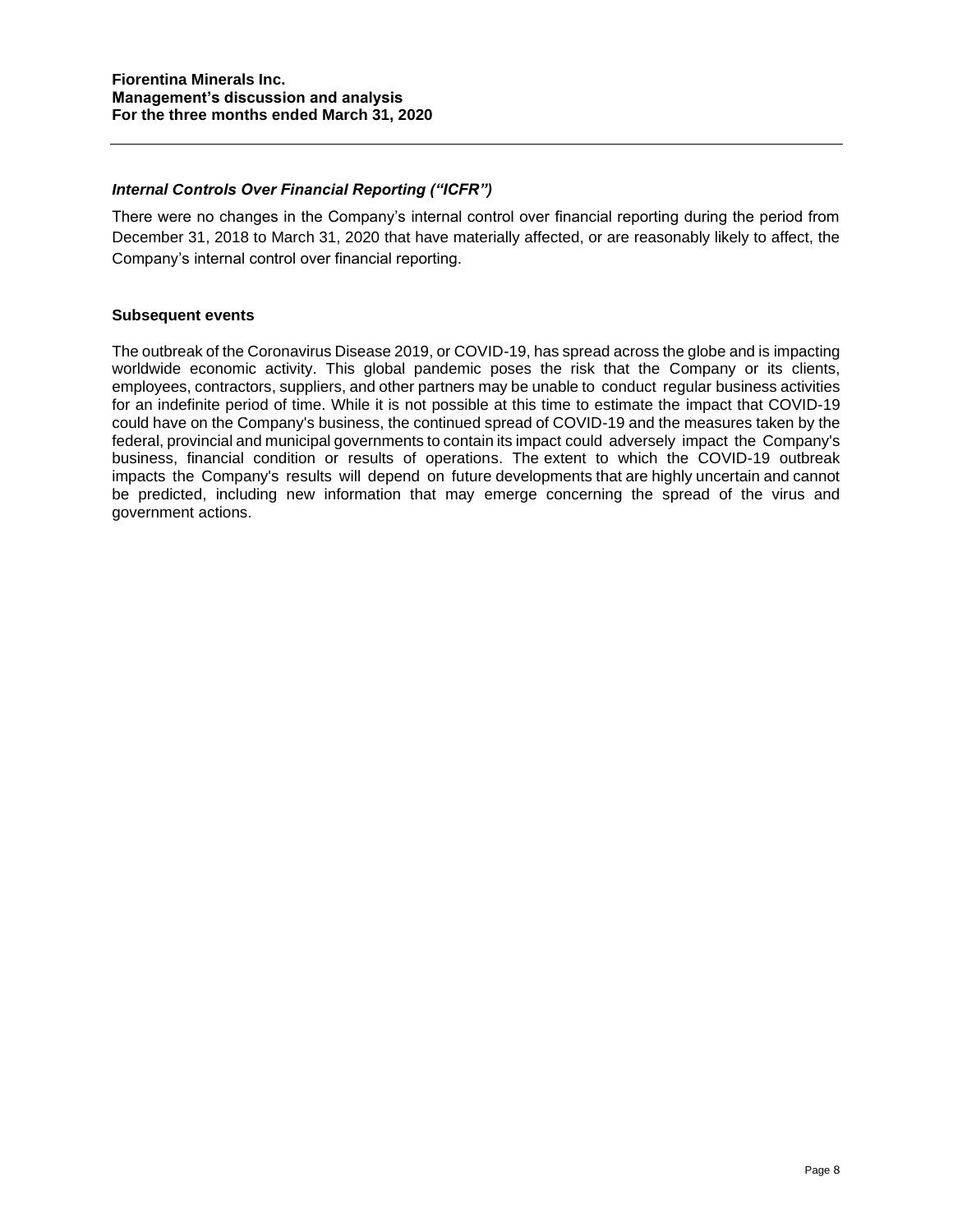### *Internal Controls Over Financial Reporting ("ICFR")*

There were no changes in the Company's internal control over financial reporting during the period from December 31, 2018 to March 31, 2020 that have materially affected, or are reasonably likely to affect, the Company's internal control over financial reporting.

### Subsequent events

The outbreak of the Coronavirus Disease 2019, or COVID-19, has spread across the globe and is impacting worldwide economic activity. This global pandemic poses the risk that the Company or its clients, employees, contractors, suppliers, and other partners may be unable to conduct regular business activities for an indefinite period of time. While it is not possible at this time to estimate the impact that COVID-19 could have on the Company's business, the continued spread of COVID-19 and the measures taken by the federal, provincial and municipal governments to contain its impact could adversely impact the Company's business, financial condition or results of operations. The extent to which the COVID-19 outbreak impacts the Company's results will depend on future developments that are highly uncertain and cannot be predicted, including new information that may emerge concerning the spread of the virus and government actions.